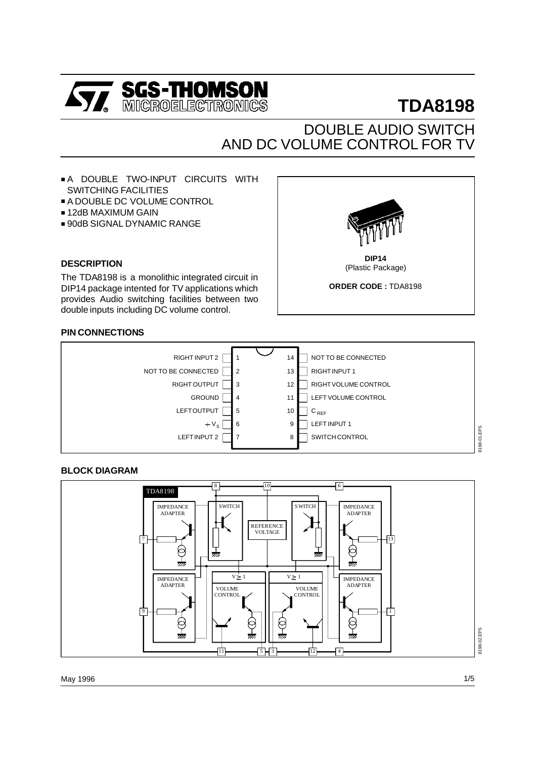# TDA8198

## DOUBLE AUDIO SWITCH AND DC VOLUME CONTROL FOR TV

- A DOUBLE TWO-INPUT CIRCUITS WITH SWITCHING FACILITIES
- A DOUBLE DC VOLUME CONTROL
- 12dB MAXIMUM GAIN
- 90dB SIGNAL DYNAMIC RANGE

**DIP14** (Plastic Package)

**ORDER CODE :** TDA8198

### DESCRIPTION

The TDA8198 is a monolithic integrated circuit in DIP14 package intented for TV applications which provides Audio switching facilities between two double inputs including DC volume control.

### PIN CONNECTIONS

| Function | Pin | Pin | Function |
|---|---|---|---|
| RIGHT INPUT 2 | 1 | 14 | NOT TO BE CONNECTED |
| NOT TO BE CONNECTED | 2 | 13 | RIGHT INPUT 1 |
| RIGHT OUTPUT | 3 | 12 | RIGHT VOLUME CONTROL |
| GROUND | 4 | 11 | LEFT VOLUME CONTROL |
| LEFT OUTPUT | 5 | 10 | $C_{REF}$ |
| $+V_S$ | 6 | 9 | LEFT INPUT 1 |
| LEFT INPUT 2 | 7 | 8 | SWITCH CONTROL |

### BLOCK DIAGRAM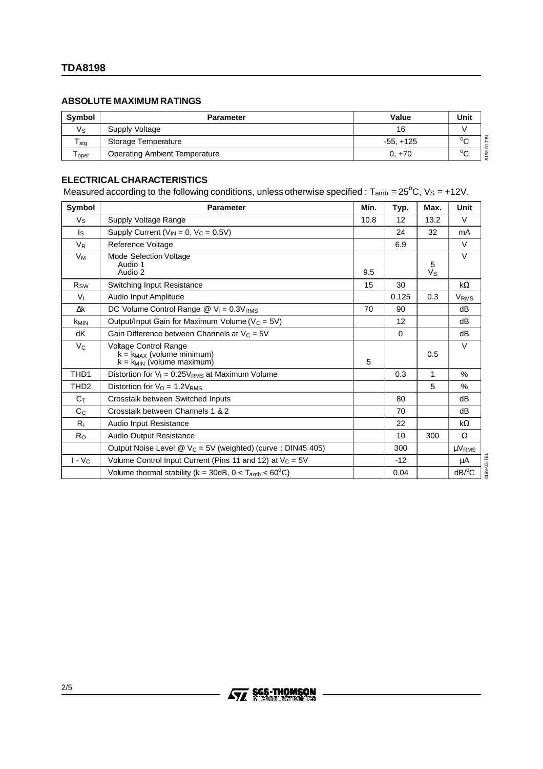## ABSOLUTE MAXIMUM RATINGS

| Symbol | Parameter | Value | Unit |
|---|---|---|---|
| $V_S$ | Supply Voltage | 16 | V |
| $T_{stg}$ | Storage Temperature | -55, +125 | $^oC$ |
| $T_{oper}$ | Operating Ambient Temperature | 0, +70 | $^oC$ |

## ELECTRICAL CHARACTERISTICS

Measured according to the following conditions, unless otherwise specified : $T_{amb} = 25^oC$, $V_S = +12V$.

| Symbol | Parameter | Min. | Typ. | Max. | Unit |
|---|---|---|---|---|---|
| $V_S$ | Supply Voltage Range | 10.8 | 12 | 13.2 | V |
| $I_S$ | Supply Current ($V_{IN} = 0$, $V_C = 0.5V$) | | 24 | 32 | mA |
| $V_R$ | Reference Voltage | | 6.9 | | V |
| $V_M$ | Mode Selection Voltage<br>Audio 1<br>Audio 2 | <br><br>9.5 | | <br>5<br>$V_S$ | V |
| $R_{SW}$ | Switching Input Resistance | 15 | 30 | | kΩ |
| $V_I$ | Audio Input Amplitude | | 0.125 | 0.3 | $V_{RMS}$ |
| Δk | DC Volume Control Range @ $V_I = 0.3V_{RMS}$ | 70 | 90 | | dB |
| $k_{MIN}$ | Output/Input Gain for Maximum Volume ($V_C = 5V$) | | 12 | | dB |
| dK | Gain Difference between Channels at $V_C = 5V$ | | 0 | | dB |
| $V_C$ | Voltage Control Range<br>$k = k_{MAX}$ (volume minimum)<br>$k = k_{MIN}$ (volume maximum) | <br><br>5 | | <br>0.5<br> | V |
| THD1 | Distortion for $V_I = 0.25V_{RMS}$ at Maximum Volume | | 0.3 | 1 | % |
| THD2 | Distortion for $V_O = 1.2V_{RMS}$ | | | 5 | % |
| $C_T$ | Crosstalk between Switched Inputs | | 80 | | dB |
| $C_C$ | Crosstalk between Channels 1 & 2 | | 70 | | dB |
| $R_I$ | Audio Input Resistance | | 22 | | kΩ |
| $R_O$ | Audio Output Resistance | | 10 | 300 | Ω |
| | Output Noise Level @ $V_C = 5V$ (weighted) (curve : DIN45 405) | | 300 | | $\mu V_{RMS}$ |
| $I - V_C$ | Volume Control Input Current (Pins 11 and 12) at $V_C = 5V$ | | -12 | | µA |
| | Volume thermal stability ($k = 30dB$, $0 < T_{amb} < 60^oC$) | | 0.04 | | $dB/^oC$ |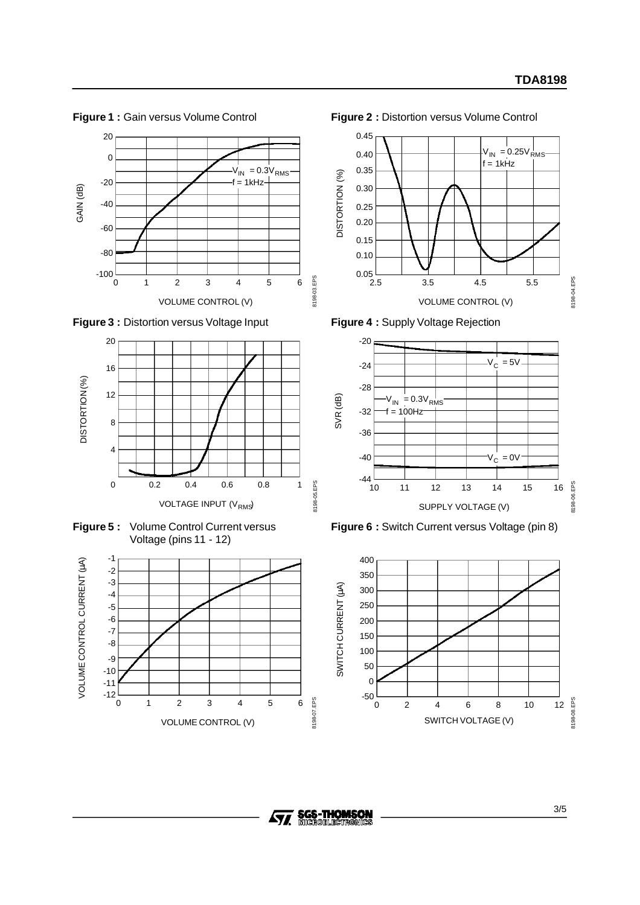**Figure 1 :** Gain versus Volume Control

**Figure 2 :** Distortion versus Volume Control

**Figure 3 :** Distortion versus Voltage Input

**Figure 4 :** Supply Voltage Rejection

**Figure 5 :** Volume Control Current versus Voltage (pins 11 - 12)

**Figure 6 :** Switch Current versus Voltage (pin 8)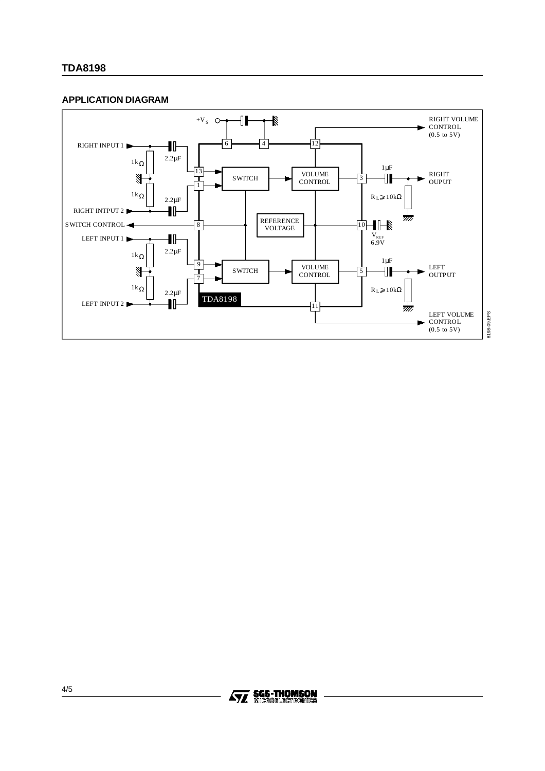## APPLICATION DIAGRAM

+V$_S$

RIGHT VOLUME CONTROL (0.5 to 5V)

RIGHT INPUT 1

2.2μF

1kΩ

1kΩ

2.2μF

RIGHT INTPUT 2

SWITCH CONTROL

LEFT INPUT 1

2.2μF

1kΩ

1kΩ

2.2μF

LEFT INPUT 2

6 4 12

13

1

SWITCH

VOLUME CONTROL

3

1μF

RIGHT OUPUT

$R_L \geqslant 10k\Omega$

8

REFERENCE VOLTAGE

10

$V_{REF}$ 6.9V

9

7

SWITCH

VOLUME CONTROL

5

1μF

LEFT OUTPUT

$R_L \geqslant 10k\Omega$

TDA8198

11

LEFT VOLUME CONTROL (0.5 to 5V)

8198-09.EPS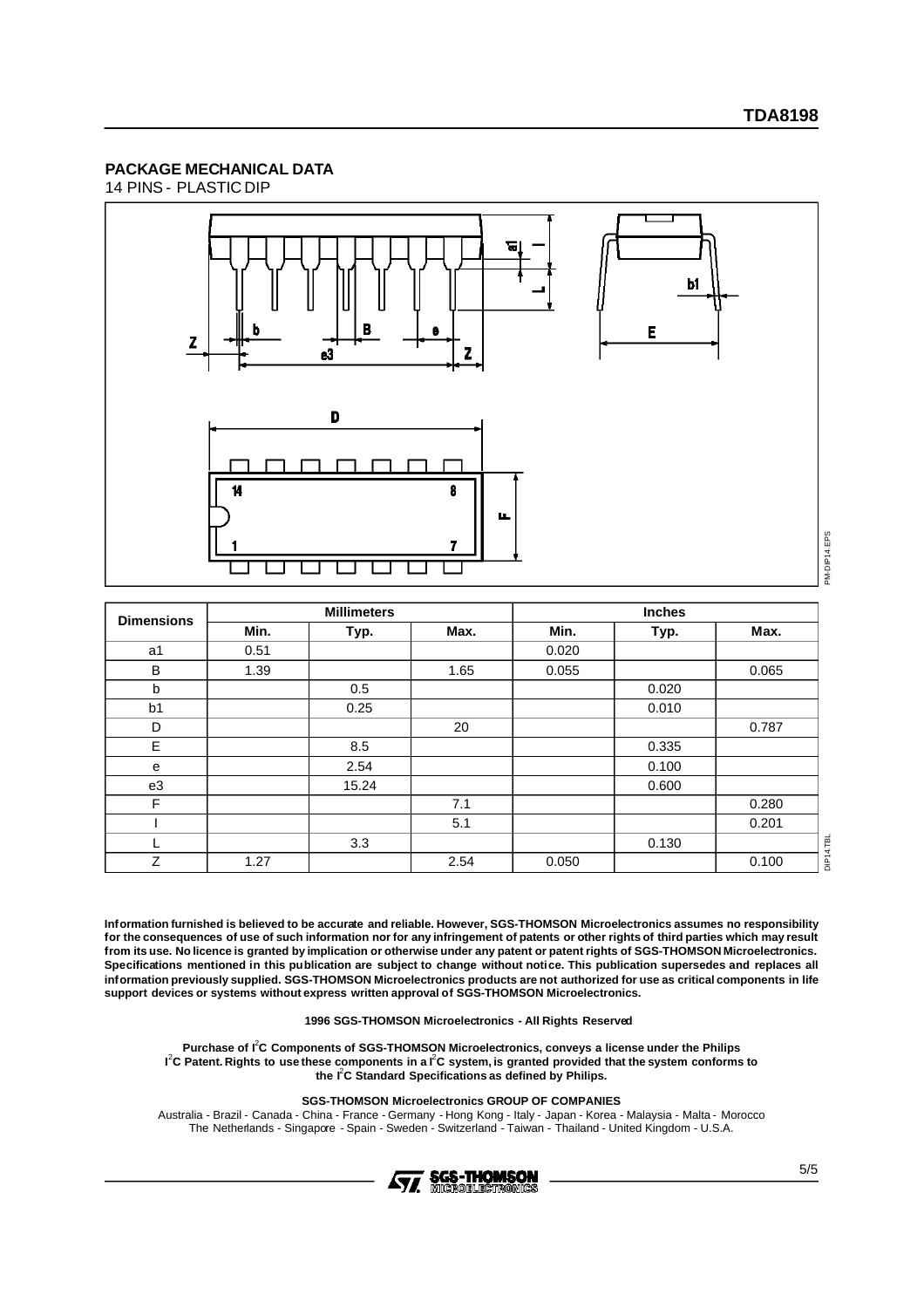## PACKAGE MECHANICAL DATA

14 PINS - PLASTIC DIP

a1
I
L
b1
Z
b
B
e
Z
e3
E
D
14
8
F
1
7

| Dimensions | Millimeters | | | Inches | | |
|---|---|---|---|---|---|---|
| | Min. | Typ. | Max. | Min. | Typ. | Max. |
| a1 | 0.51 | | | 0.020 | | |
| B | 1.39 | | 1.65 | 0.055 | | 0.065 |
| b | | 0.5 | | | 0.020 | |
| b1 | | 0.25 | | | 0.010 | |
| D | | | 20 | | | 0.787 |
| E | | 8.5 | | | 0.335 | |
| e | | 2.54 | | | 0.100 | |
| e3 | | 15.24 | | | 0.600 | |
| F | | | 7.1 | | | 0.280 |
| I | | | 5.1 | | | 0.201 |
| L | | 3.3 | | | 0.130 | |
| Z | 1.27 | | 2.54 | 0.050 | | 0.100 |

**Information furnished is believed to be accurate and reliable. However, SGS-THOMSON Microelectronics assumes no responsibility for the consequences of use of such information nor for any infringement of patents or other rights of third parties which may result from its use. No licence is granted by implication or otherwise under any patent or patent rights of SGS-THOMSON Microelectronics. Specifications mentioned in this publication are subject to change without notice. This publication supersedes and replaces all information previously supplied. SGS-THOMSON Microelectronics products are not authorized for use as critical components in life support devices or systems without express written approval of SGS-THOMSON Microelectronics.**

**1996 SGS-THOMSON Microelectronics - All Rights Reserved**

**Purchase of $I^2C$ Components of SGS-THOMSON Microelectronics, conveys a license under the Philips $I^2C$ Patent. Rights to use these components in a $I^2C$ system, is granted provided that the system conforms to the $I^2C$ Standard Specifications as defined by Philips.**

**SGS-THOMSON Microelectronics GROUP OF COMPANIES**

Australia - Brazil - Canada - China - France - Germany - Hong Kong - Italy - Japan - Korea - Malaysia - Malta - Morocco
The Netherlands - Singapore - Spain - Sweden - Switzerland - Taiwan - Thailand - United Kingdom - U.S.A.